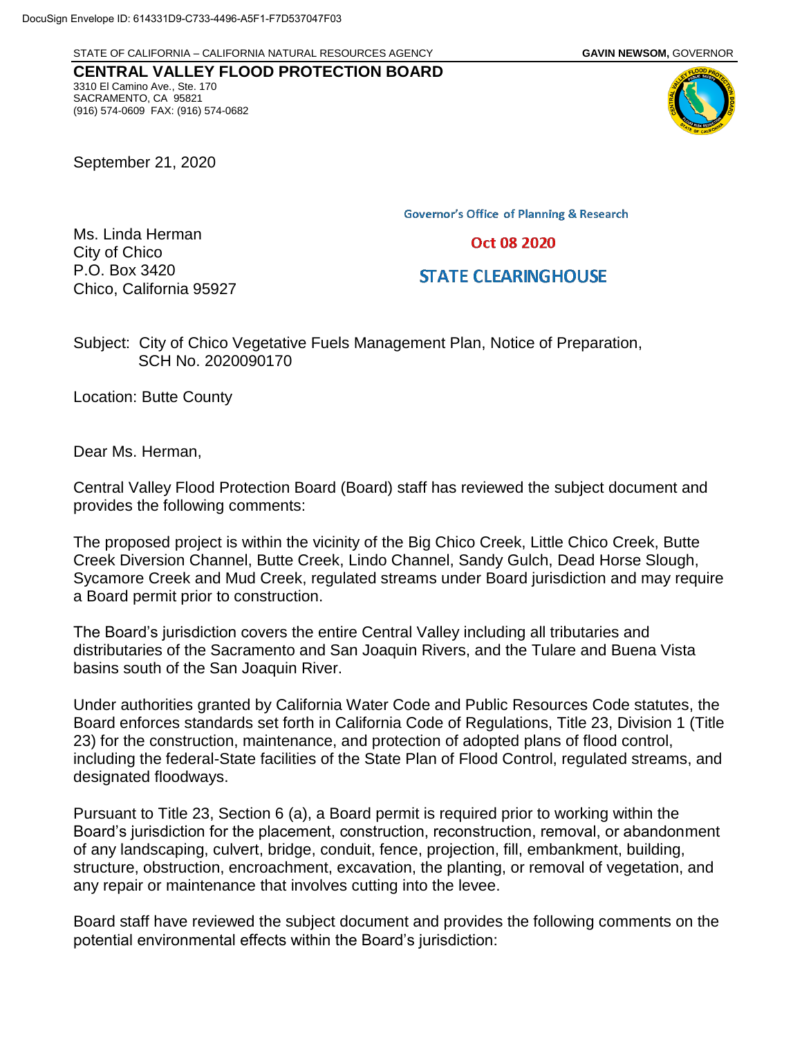DocuSign Envelope ID: 614331D9-C733-4496-A5F1-F7D537047F03

STATE OF CALIFORNIA – CALIFORNIA NATURAL RESOURCES AGENCY **GAVIN NEWSOM,** GOVERNOR

**CENTRAL VALLEY FLOOD PROTECTION BOARD**
3310 El Camino Ave., Ste. 170
SACRAMENTO, CA 95821
(916) 574-0609 FAX: (916) 574-0682

September 21, 2020

Governor's Office of Planning & Research

Oct 08 2020

STATE CLEARINGHOUSE

Ms. Linda Herman
City of Chico
P.O. Box 3420
Chico, California 95927

Subject: City of Chico Vegetative Fuels Management Plan, Notice of Preparation, SCH No. 2020090170

Location: Butte County

Dear Ms. Herman,

Central Valley Flood Protection Board (Board) staff has reviewed the subject document and provides the following comments:

The proposed project is within the vicinity of the Big Chico Creek, Little Chico Creek, Butte Creek Diversion Channel, Butte Creek, Lindo Channel, Sandy Gulch, Dead Horse Slough, Sycamore Creek and Mud Creek, regulated streams under Board jurisdiction and may require a Board permit prior to construction.

The Board's jurisdiction covers the entire Central Valley including all tributaries and distributaries of the Sacramento and San Joaquin Rivers, and the Tulare and Buena Vista basins south of the San Joaquin River.

Under authorities granted by California Water Code and Public Resources Code statutes, the Board enforces standards set forth in California Code of Regulations, Title 23, Division 1 (Title 23) for the construction, maintenance, and protection of adopted plans of flood control, including the federal-State facilities of the State Plan of Flood Control, regulated streams, and designated floodways.

Pursuant to Title 23, Section 6 (a), a Board permit is required prior to working within the Board's jurisdiction for the placement, construction, reconstruction, removal, or abandonment of any landscaping, culvert, bridge, conduit, fence, projection, fill, embankment, building, structure, obstruction, encroachment, excavation, the planting, or removal of vegetation, and any repair or maintenance that involves cutting into the levee.

Board staff have reviewed the subject document and provides the following comments on the potential environmental effects within the Board's jurisdiction: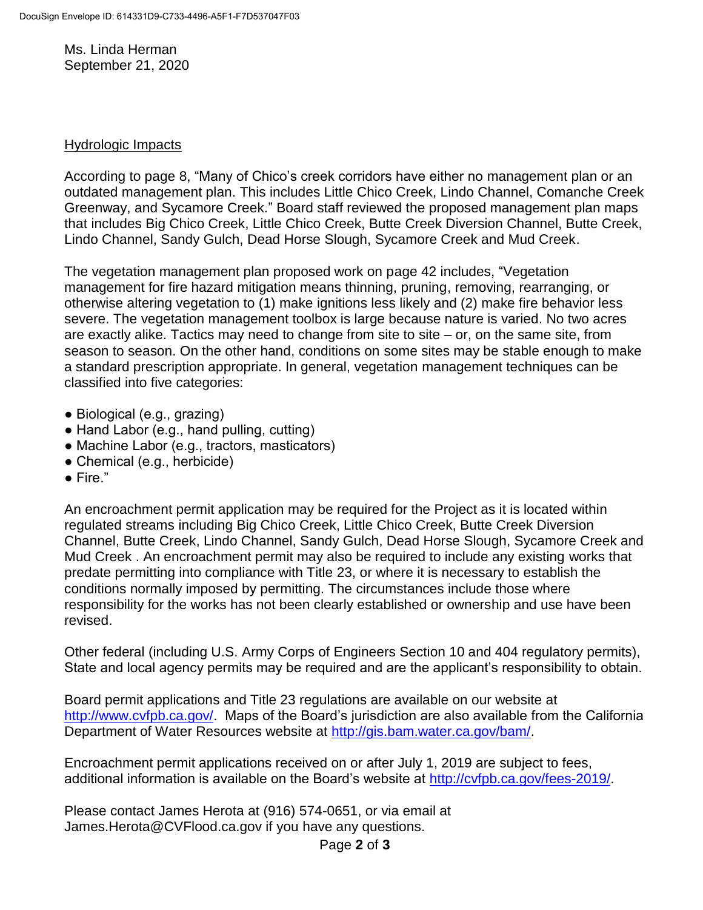Ms. Linda Herman
September 21, 2020

## Hydrologic Impacts

According to page 8, "Many of Chico's creek corridors have either no management plan or an outdated management plan. This includes Little Chico Creek, Lindo Channel, Comanche Creek Greenway, and Sycamore Creek." Board staff reviewed the proposed management plan maps that includes Big Chico Creek, Little Chico Creek, Butte Creek Diversion Channel, Butte Creek, Lindo Channel, Sandy Gulch, Dead Horse Slough, Sycamore Creek and Mud Creek.

The vegetation management plan proposed work on page 42 includes, "Vegetation management for fire hazard mitigation means thinning, pruning, removing, rearranging, or otherwise altering vegetation to (1) make ignitions less likely and (2) make fire behavior less severe. The vegetation management toolbox is large because nature is varied. No two acres are exactly alike. Tactics may need to change from site to site – or, on the same site, from season to season. On the other hand, conditions on some sites may be stable enough to make a standard prescription appropriate. In general, vegetation management techniques can be classified into five categories:

- Biological (e.g., grazing)
- Hand Labor (e.g., hand pulling, cutting)
- Machine Labor (e.g., tractors, masticators)
- Chemical (e.g., herbicide)
- Fire."

An encroachment permit application may be required for the Project as it is located within regulated streams including Big Chico Creek, Little Chico Creek, Butte Creek Diversion Channel, Butte Creek, Lindo Channel, Sandy Gulch, Dead Horse Slough, Sycamore Creek and Mud Creek . An encroachment permit may also be required to include any existing works that predate permitting into compliance with Title 23, or where it is necessary to establish the conditions normally imposed by permitting. The circumstances include those where responsibility for the works has not been clearly established or ownership and use have been revised.

Other federal (including U.S. Army Corps of Engineers Section 10 and 404 regulatory permits), State and local agency permits may be required and are the applicant's responsibility to obtain.

Board permit applications and Title 23 regulations are available on our website at http://www.cvfpb.ca.gov/. Maps of the Board's jurisdiction are also available from the California Department of Water Resources website at http://gis.bam.water.ca.gov/bam/.

Encroachment permit applications received on or after July 1, 2019 are subject to fees, additional information is available on the Board's website at http://cvfpb.ca.gov/fees-2019/.

Please contact James Herota at (916) 574-0651, or via email at James.Herota@CVFlood.ca.gov if you have any questions.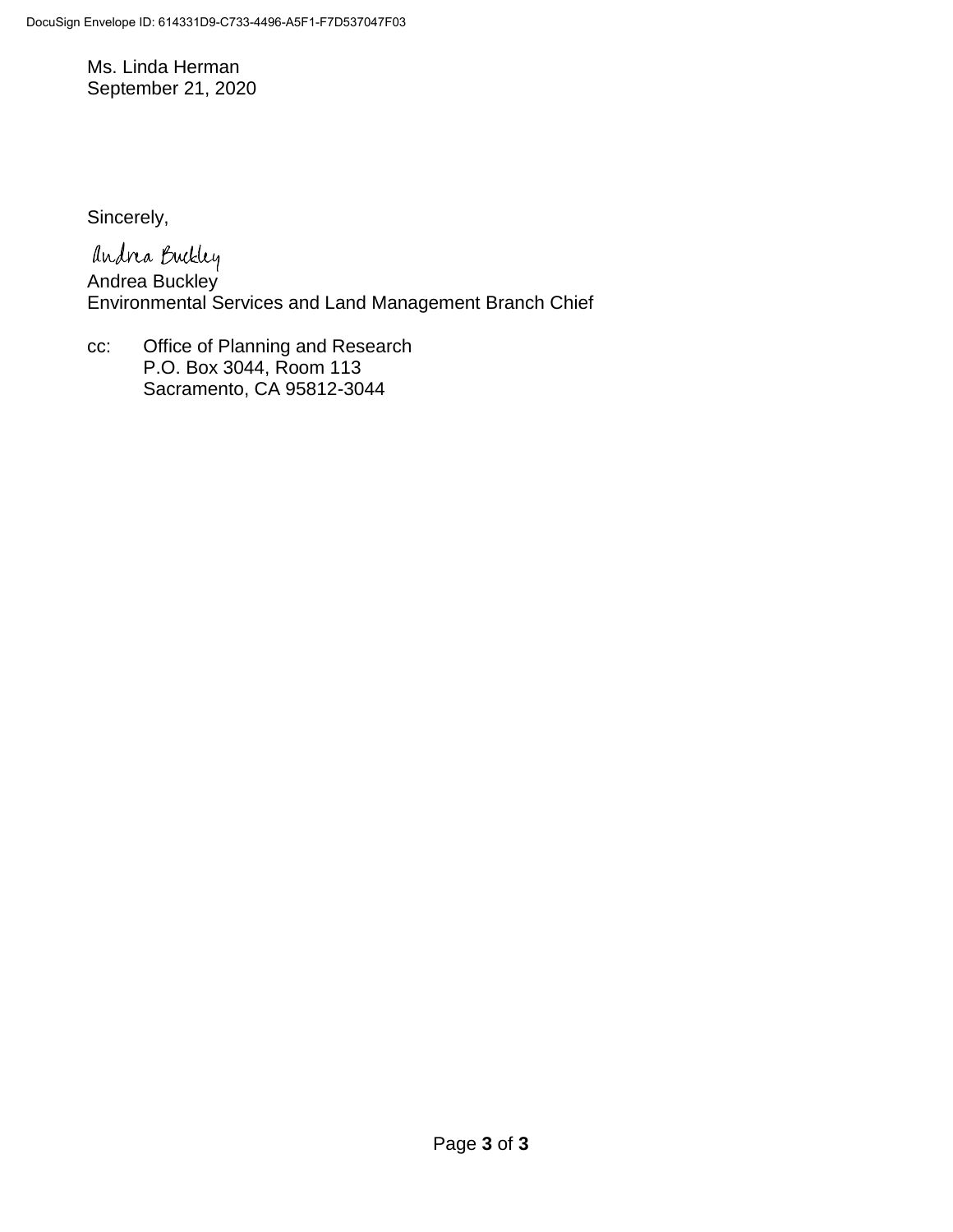Ms. Linda Herman
September 21, 2020

Sincerely,

Andrea Buckley
Environmental Services and Land Management Branch Chief

cc: Office of Planning and Research
P.O. Box 3044, Room 113
Sacramento, CA 95812-3044